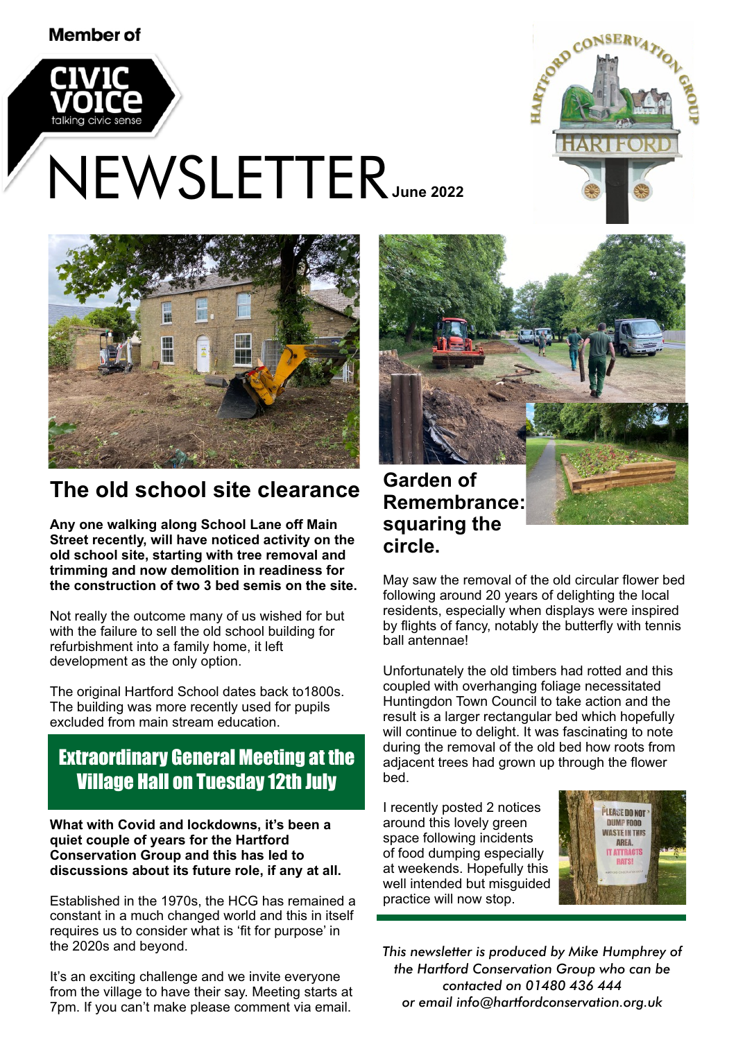Member of

CIVIC VOICE
talking civic sense

# NEWSLETTER June 2022

## The old school site clearance

**Any one walking along School Lane off Main Street recently, will have noticed activity on the old school site, starting with tree removal and trimming and now demolition in readiness for the construction of two 3 bed semis on the site.**

Not really the outcome many of us wished for but with the failure to sell the old school building for refurbishment into a family home, it left development as the only option.

The original Hartford School dates back to1800s. The building was more recently used for pupils excluded from main stream education.

## Extraordinary General Meeting at the Village Hall on Tuesday 12th July

**What with Covid and lockdowns, it's been a quiet couple of years for the Hartford Conservation Group and this has led to discussions about its future role, if any at all.**

Established in the 1970s, the HCG has remained a constant in a much changed world and this in itself requires us to consider what is 'fit for purpose' in the 2020s and beyond.

It's an exciting challenge and we invite everyone from the village to have their say. Meeting starts at 7pm. If you can't make please comment via email.

## Garden of Remembrance: squaring the circle.

May saw the removal of the old circular flower bed following around 20 years of delighting the local residents, especially when displays were inspired by flights of fancy, notably the butterfly with tennis ball antennae!

Unfortunately the old timbers had rotted and this coupled with overhanging foliage necessitated Huntingdon Town Council to take action and the result is a larger rectangular bed which hopefully will continue to delight. It was fascinating to note during the removal of the old bed how roots from adjacent trees had grown up through the flower bed.

I recently posted 2 notices around this lovely green space following incidents of food dumping especially at weekends. Hopefully this well intended but misguided practice will now stop.

*This newsletter is produced by Mike Humphrey of the Hartford Conservation Group who can be contacted on 01480 436 444 or email info@hartfordconservation.org.uk*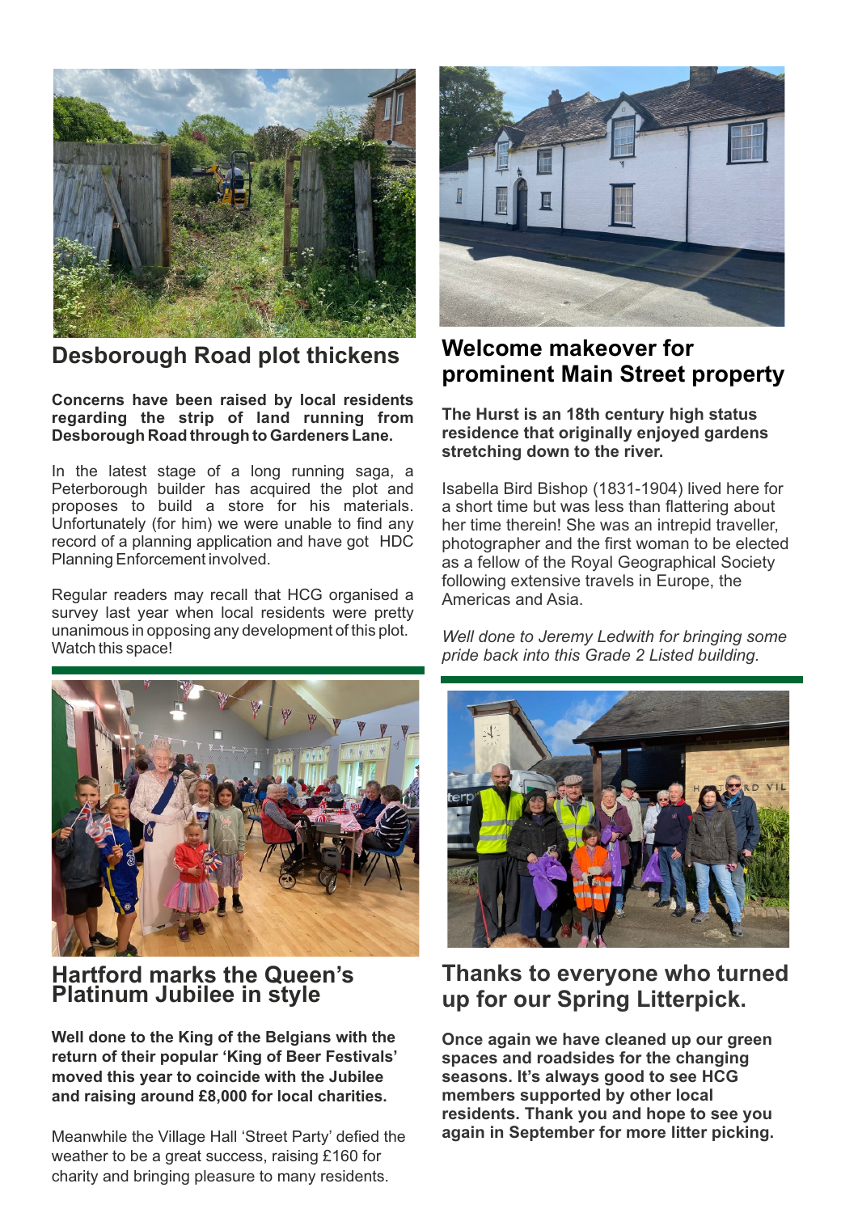## Desborough Road plot thickens

**Concerns have been raised by local residents regarding the strip of land running from Desborough Road through to Gardeners Lane.**

In the latest stage of a long running saga, a Peterborough builder has acquired the plot and proposes to build a store for his materials. Unfortunately (for him) we were unable to find any record of a planning application and have got HDC Planning Enforcement involved.

Regular readers may recall that HCG organised a survey last year when local residents were pretty unanimous in opposing any development of this plot. Watch this space!

## Welcome makeover for prominent Main Street property

**The Hurst is an 18th century high status residence that originally enjoyed gardens stretching down to the river.**

Isabella Bird Bishop (1831-1904) lived here for a short time but was less than flattering about her time therein! She was an intrepid traveller, photographer and the first woman to be elected as a fellow of the Royal Geographical Society following extensive travels in Europe, the Americas and Asia.

*Well done to Jeremy Ledwith for bringing some pride back into this Grade 2 Listed building.*

## Hartford marks the Queen's Platinum Jubilee in style

**Well done to the King of the Belgians with the return of their popular 'King of Beer Festivals' moved this year to coincide with the Jubilee and raising around £8,000 for local charities.**

Meanwhile the Village Hall 'Street Party' defied the weather to be a great success, raising £160 for charity and bringing pleasure to many residents.

## Thanks to everyone who turned up for our Spring Litterpick.

**Once again we have cleaned up our green spaces and roadsides for the changing seasons. It's always good to see HCG members supported by other local residents. Thank you and hope to see you again in September for more litter picking.**